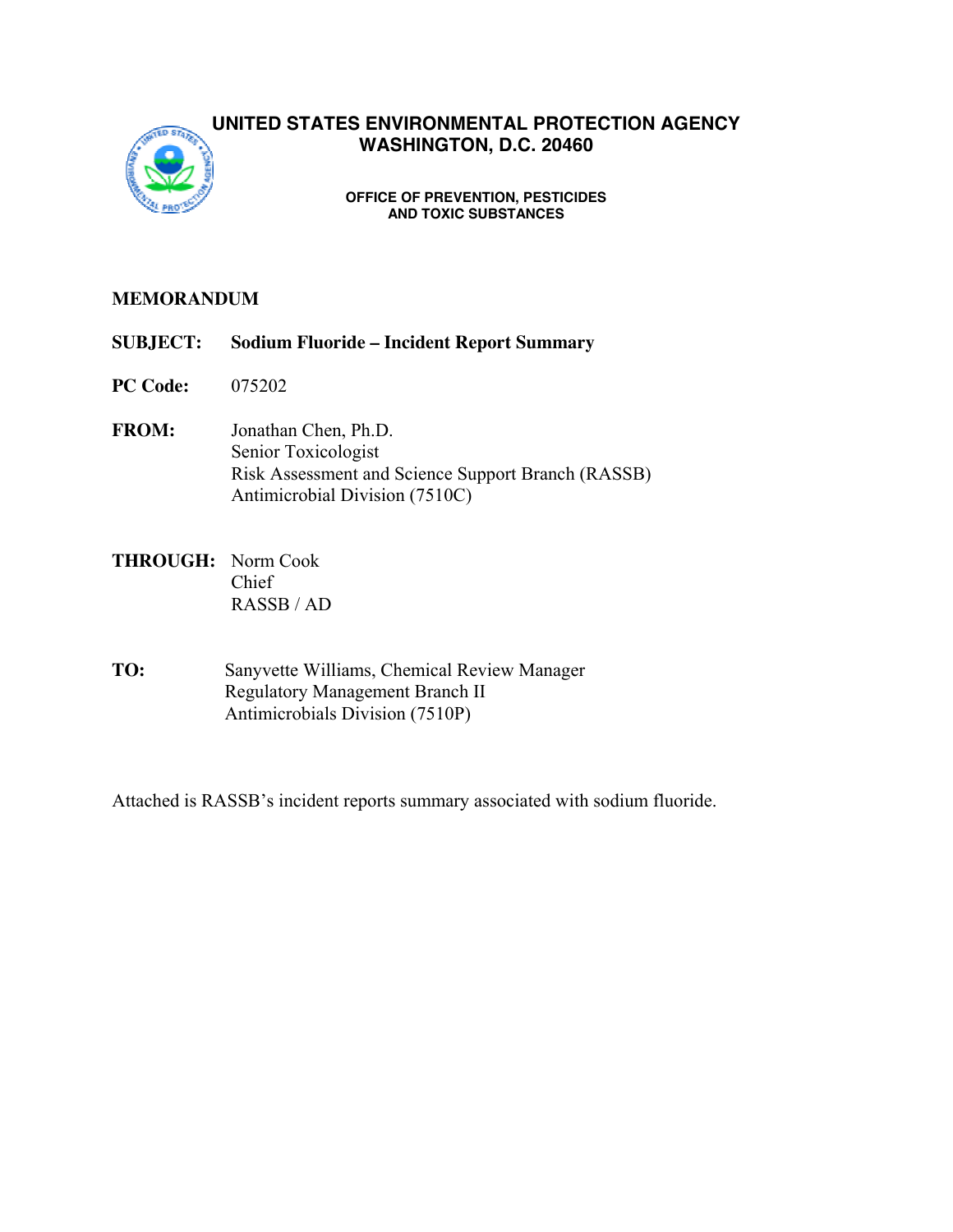**UNITED STATES ENVIRONMENTAL PROTECTION AGENCY**
**WASHINGTON, D.C. 20460**

**OFFICE OF PREVENTION, PESTICIDES AND TOXIC SUBSTANCES**

**MEMORANDUM**

**SUBJECT:** **Sodium Fluoride – Incident Report Summary**

**PC Code:** 075202

**FROM:** Jonathan Chen, Ph.D.
Senior Toxicologist
Risk Assessment and Science Support Branch (RASSB)
Antimicrobial Division (7510C)

**THROUGH:** Norm Cook
Chief
RASSB / AD

**TO:** Sanyvette Williams, Chemical Review Manager
Regulatory Management Branch II
Antimicrobials Division (7510P)

Attached is RASSB's incident reports summary associated with sodium fluoride.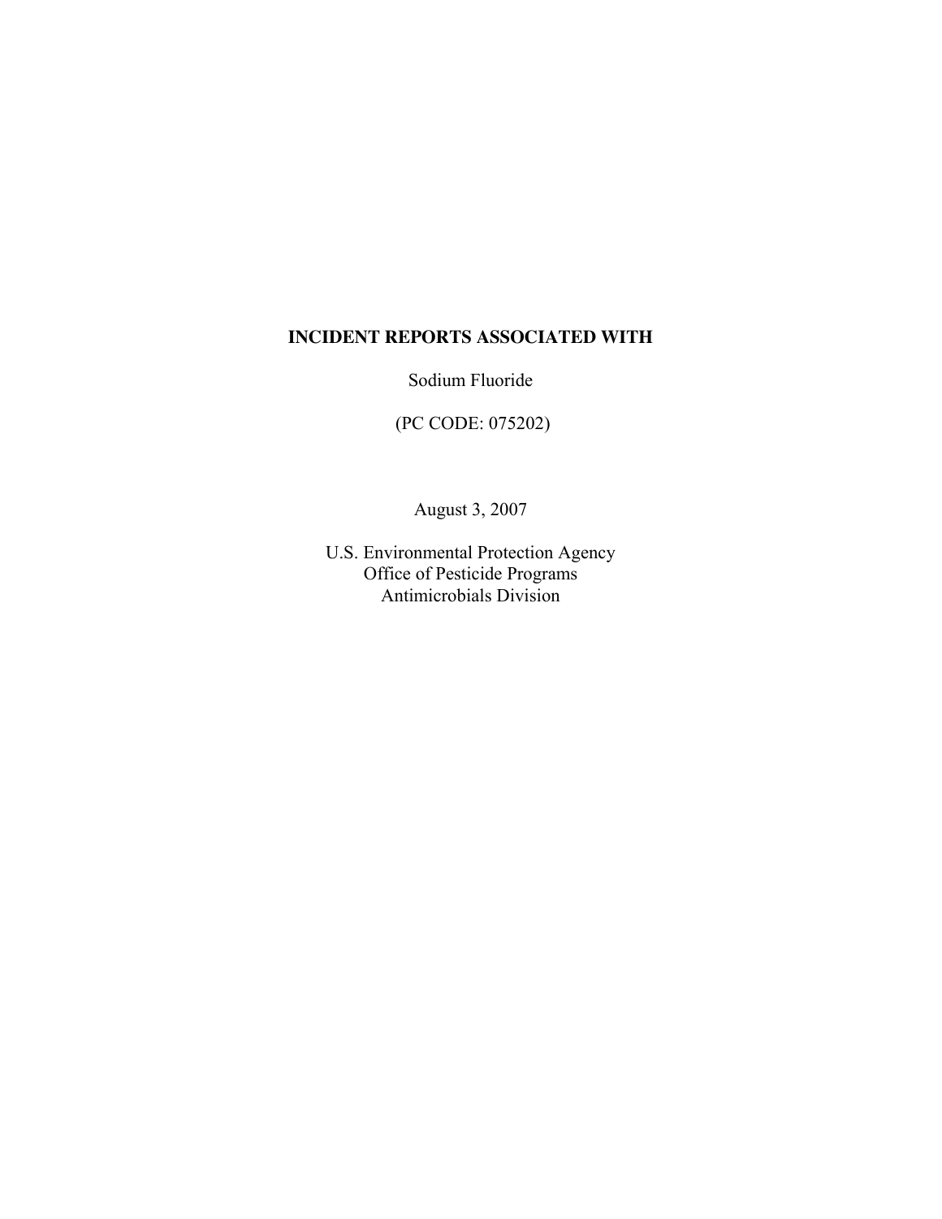**INCIDENT REPORTS ASSOCIATED WITH**

Sodium Fluoride

(PC CODE: 075202)

August 3, 2007

U.S. Environmental Protection Agency
Office of Pesticide Programs
Antimicrobials Division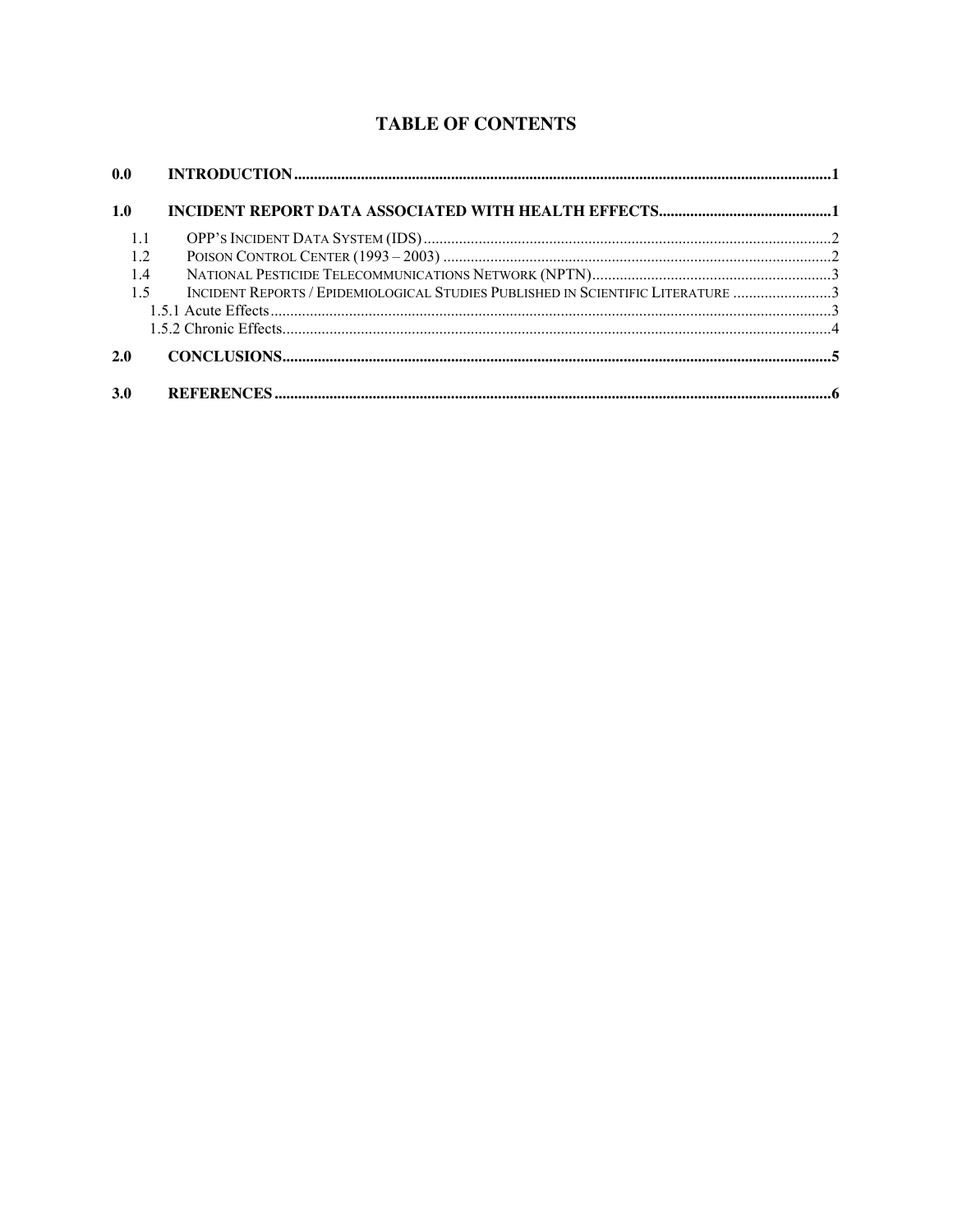# TABLE OF CONTENTS

| | | |
|---|---|---|
| **0.0** | **INTRODUCTION** | **1** |
| **1.0** | **INCIDENT REPORT DATA ASSOCIATED WITH HEALTH EFFECTS** | **1** |
| 1.1 | OPP'S INCIDENT DATA SYSTEM (IDS) | 2 |
| 1.2 | POISON CONTROL CENTER (1993 – 2003) | 2 |
| 1.4 | NATIONAL PESTICIDE TELECOMMUNICATIONS NETWORK (NPTN) | 3 |
| 1.5 | INCIDENT REPORTS / EPIDEMIOLOGICAL STUDIES PUBLISHED IN SCIENTIFIC LITERATURE | 3 |
| | 1.5.1 Acute Effects | 3 |
| | 1.5.2 Chronic Effects | 4 |
| **2.0** | **CONCLUSIONS** | **5** |
| **3.0** | **REFERENCES** | **6** |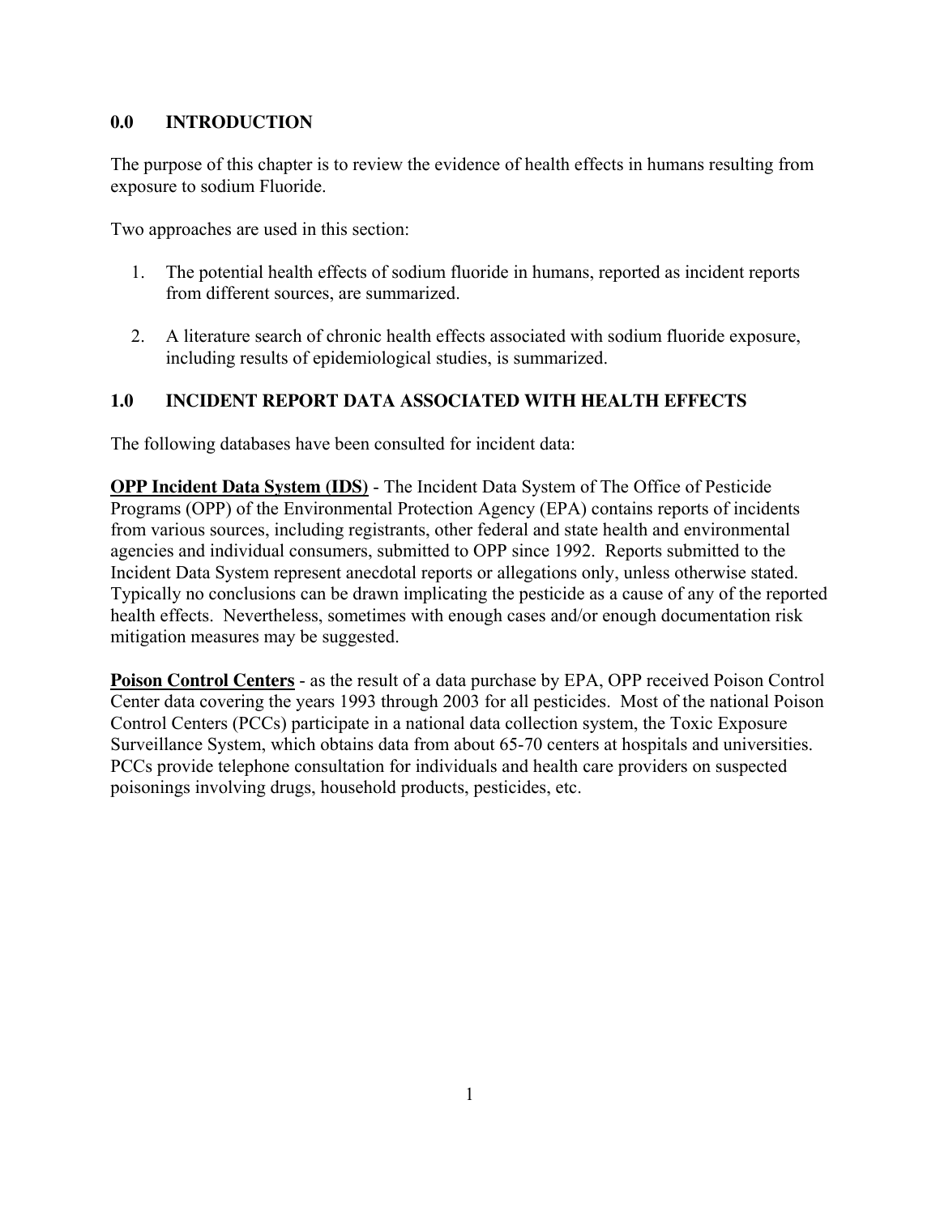## 0.0 INTRODUCTION

The purpose of this chapter is to review the evidence of health effects in humans resulting from exposure to sodium Fluoride.

Two approaches are used in this section:

1. The potential health effects of sodium fluoride in humans, reported as incident reports from different sources, are summarized.

2. A literature search of chronic health effects associated with sodium fluoride exposure, including results of epidemiological studies, is summarized.

## 1.0 INCIDENT REPORT DATA ASSOCIATED WITH HEALTH EFFECTS

The following databases have been consulted for incident data:

**OPP Incident Data System (IDS)** - The Incident Data System of The Office of Pesticide Programs (OPP) of the Environmental Protection Agency (EPA) contains reports of incidents from various sources, including registrants, other federal and state health and environmental agencies and individual consumers, submitted to OPP since 1992. Reports submitted to the Incident Data System represent anecdotal reports or allegations only, unless otherwise stated. Typically no conclusions can be drawn implicating the pesticide as a cause of any of the reported health effects. Nevertheless, sometimes with enough cases and/or enough documentation risk mitigation measures may be suggested.

**Poison Control Centers** - as the result of a data purchase by EPA, OPP received Poison Control Center data covering the years 1993 through 2003 for all pesticides. Most of the national Poison Control Centers (PCCs) participate in a national data collection system, the Toxic Exposure Surveillance System, which obtains data from about 65-70 centers at hospitals and universities. PCCs provide telephone consultation for individuals and health care providers on suspected poisonings involving drugs, household products, pesticides, etc.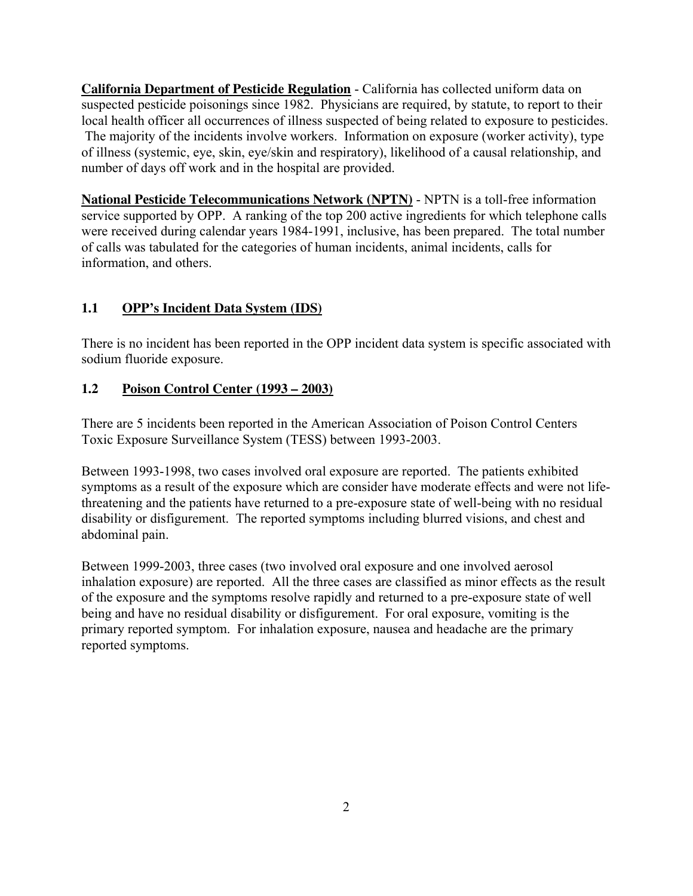**California Department of Pesticide Regulation** - California has collected uniform data on suspected pesticide poisonings since 1982. Physicians are required, by statute, to report to their local health officer all occurrences of illness suspected of being related to exposure to pesticides. The majority of the incidents involve workers. Information on exposure (worker activity), type of illness (systemic, eye, skin, eye/skin and respiratory), likelihood of a causal relationship, and number of days off work and in the hospital are provided.

**National Pesticide Telecommunications Network (NPTN)** - NPTN is a toll-free information service supported by OPP. A ranking of the top 200 active ingredients for which telephone calls were received during calendar years 1984-1991, inclusive, has been prepared. The total number of calls was tabulated for the categories of human incidents, animal incidents, calls for information, and others.

## 1.1 OPP's Incident Data System (IDS)

There is no incident has been reported in the OPP incident data system is specific associated with sodium fluoride exposure.

## 1.2 Poison Control Center (1993 – 2003)

There are 5 incidents been reported in the American Association of Poison Control Centers Toxic Exposure Surveillance System (TESS) between 1993-2003.

Between 1993-1998, two cases involved oral exposure are reported. The patients exhibited symptoms as a result of the exposure which are consider have moderate effects and were not life-threatening and the patients have returned to a pre-exposure state of well-being with no residual disability or disfigurement. The reported symptoms including blurred visions, and chest and abdominal pain.

Between 1999-2003, three cases (two involved oral exposure and one involved aerosol inhalation exposure) are reported. All the three cases are classified as minor effects as the result of the exposure and the symptoms resolve rapidly and returned to a pre-exposure state of well being and have no residual disability or disfigurement. For oral exposure, vomiting is the primary reported symptom. For inhalation exposure, nausea and headache are the primary reported symptoms.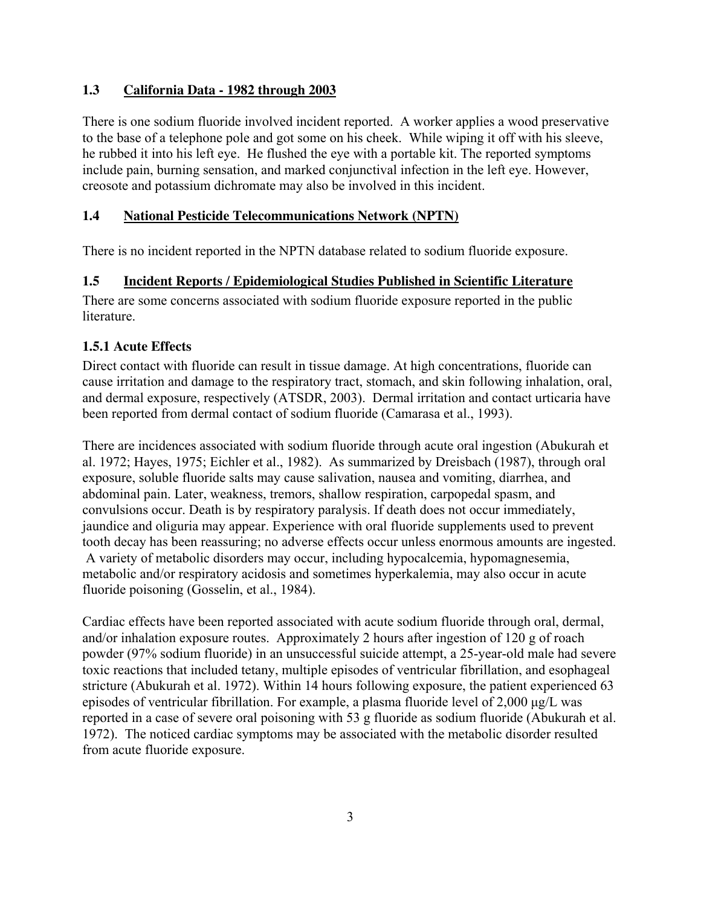## 1.3 California Data - 1982 through 2003

There is one sodium fluoride involved incident reported. A worker applies a wood preservative to the base of a telephone pole and got some on his cheek. While wiping it off with his sleeve, he rubbed it into his left eye. He flushed the eye with a portable kit. The reported symptoms include pain, burning sensation, and marked conjunctival infection in the left eye. However, creosote and potassium dichromate may also be involved in this incident.

## 1.4 National Pesticide Telecommunications Network (NPTN)

There is no incident reported in the NPTN database related to sodium fluoride exposure.

## 1.5 Incident Reports / Epidemiological Studies Published in Scientific Literature

There are some concerns associated with sodium fluoride exposure reported in the public literature.

### 1.5.1 Acute Effects

Direct contact with fluoride can result in tissue damage. At high concentrations, fluoride can cause irritation and damage to the respiratory tract, stomach, and skin following inhalation, oral, and dermal exposure, respectively (ATSDR, 2003). Dermal irritation and contact urticaria have been reported from dermal contact of sodium fluoride (Camarasa et al., 1993).

There are incidences associated with sodium fluoride through acute oral ingestion (Abukurah et al. 1972; Hayes, 1975; Eichler et al., 1982). As summarized by Dreisbach (1987), through oral exposure, soluble fluoride salts may cause salivation, nausea and vomiting, diarrhea, and abdominal pain. Later, weakness, tremors, shallow respiration, carpopedal spasm, and convulsions occur. Death is by respiratory paralysis. If death does not occur immediately, jaundice and oliguria may appear. Experience with oral fluoride supplements used to prevent tooth decay has been reassuring; no adverse effects occur unless enormous amounts are ingested. A variety of metabolic disorders may occur, including hypocalcemia, hypomagnesemia, metabolic and/or respiratory acidosis and sometimes hyperkalemia, may also occur in acute fluoride poisoning (Gosselin, et al., 1984).

Cardiac effects have been reported associated with acute sodium fluoride through oral, dermal, and/or inhalation exposure routes. Approximately 2 hours after ingestion of 120 g of roach powder (97% sodium fluoride) in an unsuccessful suicide attempt, a 25-year-old male had severe toxic reactions that included tetany, multiple episodes of ventricular fibrillation, and esophageal stricture (Abukurah et al. 1972). Within 14 hours following exposure, the patient experienced 63 episodes of ventricular fibrillation. For example, a plasma fluoride level of 2,000 µg/L was reported in a case of severe oral poisoning with 53 g fluoride as sodium fluoride (Abukurah et al. 1972). The noticed cardiac symptoms may be associated with the metabolic disorder resulted from acute fluoride exposure.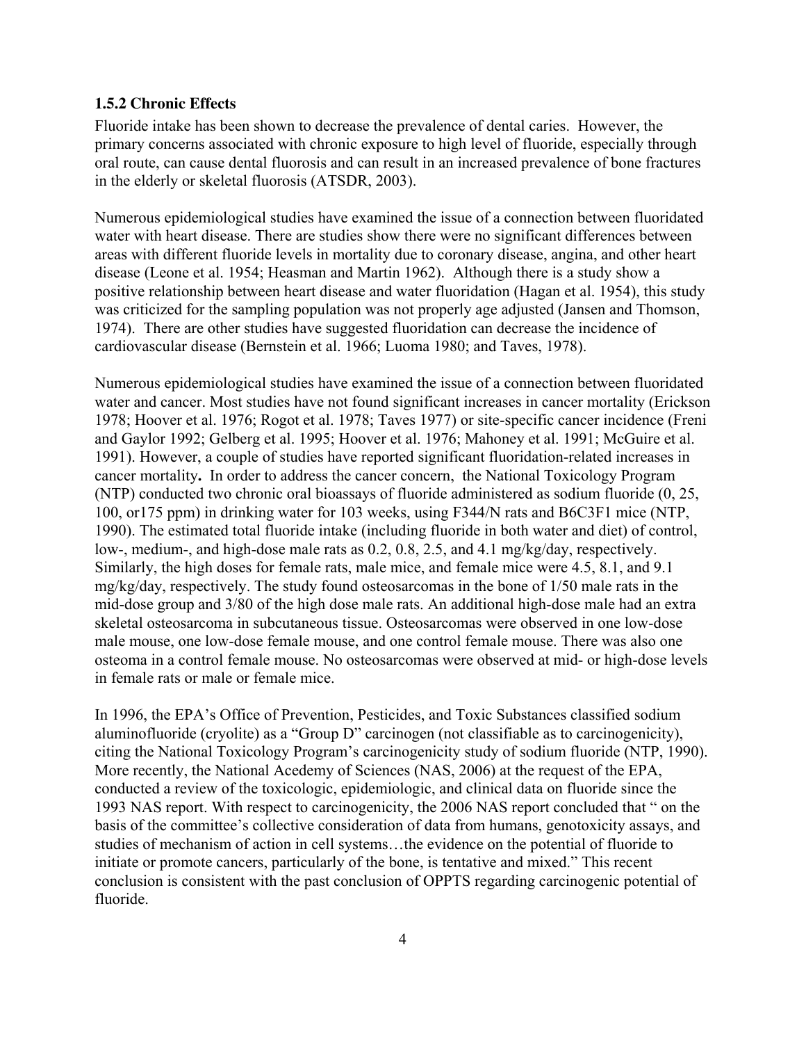### 1.5.2 Chronic Effects

Fluoride intake has been shown to decrease the prevalence of dental caries. However, the primary concerns associated with chronic exposure to high level of fluoride, especially through oral route, can cause dental fluorosis and can result in an increased prevalence of bone fractures in the elderly or skeletal fluorosis (ATSDR, 2003).

Numerous epidemiological studies have examined the issue of a connection between fluoridated water with heart disease. There are studies show there were no significant differences between areas with different fluoride levels in mortality due to coronary disease, angina, and other heart disease (Leone et al. 1954; Heasman and Martin 1962). Although there is a study show a positive relationship between heart disease and water fluoridation (Hagan et al. 1954), this study was criticized for the sampling population was not properly age adjusted (Jansen and Thomson, 1974). There are other studies have suggested fluoridation can decrease the incidence of cardiovascular disease (Bernstein et al. 1966; Luoma 1980; and Taves, 1978).

Numerous epidemiological studies have examined the issue of a connection between fluoridated water and cancer. Most studies have not found significant increases in cancer mortality (Erickson 1978; Hoover et al. 1976; Rogot et al. 1978; Taves 1977) or site-specific cancer incidence (Freni and Gaylor 1992; Gelberg et al. 1995; Hoover et al. 1976; Mahoney et al. 1991; McGuire et al. 1991). However, a couple of studies have reported significant fluoridation-related increases in cancer mortality**.** In order to address the cancer concern, the National Toxicology Program (NTP) conducted two chronic oral bioassays of fluoride administered as sodium fluoride (0, 25, 100, or175 ppm) in drinking water for 103 weeks, using F344/N rats and B6C3F1 mice (NTP, 1990). The estimated total fluoride intake (including fluoride in both water and diet) of control, low-, medium-, and high-dose male rats as 0.2, 0.8, 2.5, and 4.1 mg/kg/day, respectively. Similarly, the high doses for female rats, male mice, and female mice were 4.5, 8.1, and 9.1 mg/kg/day, respectively. The study found osteosarcomas in the bone of 1/50 male rats in the mid-dose group and 3/80 of the high dose male rats. An additional high-dose male had an extra skeletal osteosarcoma in subcutaneous tissue. Osteosarcomas were observed in one low-dose male mouse, one low-dose female mouse, and one control female mouse. There was also one osteoma in a control female mouse. No osteosarcomas were observed at mid- or high-dose levels in female rats or male or female mice.

In 1996, the EPA's Office of Prevention, Pesticides, and Toxic Substances classified sodium aluminofluoride (cryolite) as a "Group D" carcinogen (not classifiable as to carcinogenicity), citing the National Toxicology Program's carcinogenicity study of sodium fluoride (NTP, 1990). More recently, the National Acedemy of Sciences (NAS, 2006) at the request of the EPA, conducted a review of the toxicologic, epidemiologic, and clinical data on fluoride since the 1993 NAS report. With respect to carcinogenicity, the 2006 NAS report concluded that " on the basis of the committee's collective consideration of data from humans, genotoxicity assays, and studies of mechanism of action in cell systems…the evidence on the potential of fluoride to initiate or promote cancers, particularly of the bone, is tentative and mixed." This recent conclusion is consistent with the past conclusion of OPPTS regarding carcinogenic potential of fluoride.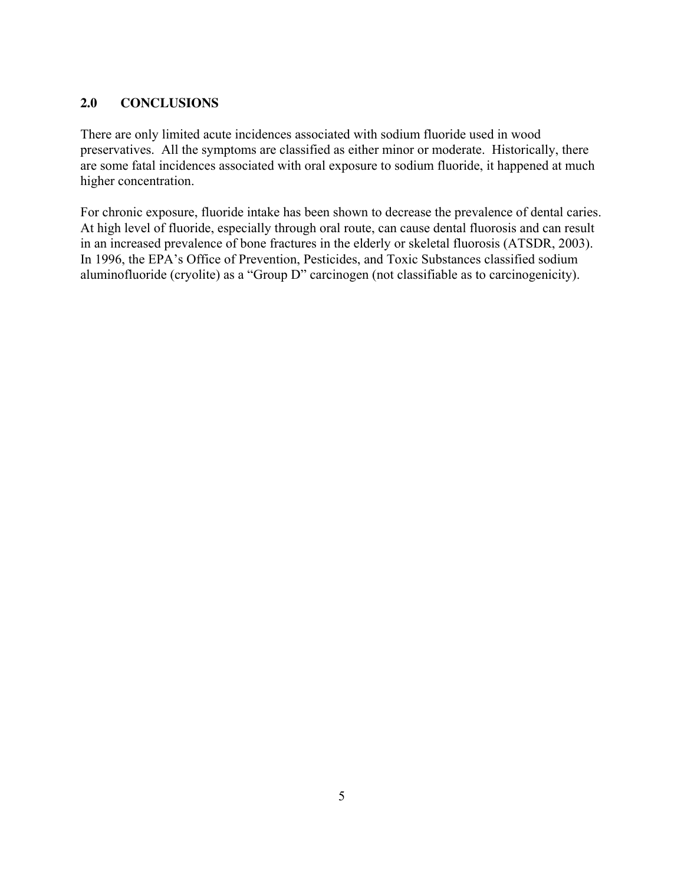## 2.0 CONCLUSIONS

There are only limited acute incidences associated with sodium fluoride used in wood preservatives. All the symptoms are classified as either minor or moderate. Historically, there are some fatal incidences associated with oral exposure to sodium fluoride, it happened at much higher concentration.

For chronic exposure, fluoride intake has been shown to decrease the prevalence of dental caries. At high level of fluoride, especially through oral route, can cause dental fluorosis and can result in an increased prevalence of bone fractures in the elderly or skeletal fluorosis (ATSDR, 2003). In 1996, the EPA's Office of Prevention, Pesticides, and Toxic Substances classified sodium aluminofluoride (cryolite) as a "Group D" carcinogen (not classifiable as to carcinogenicity).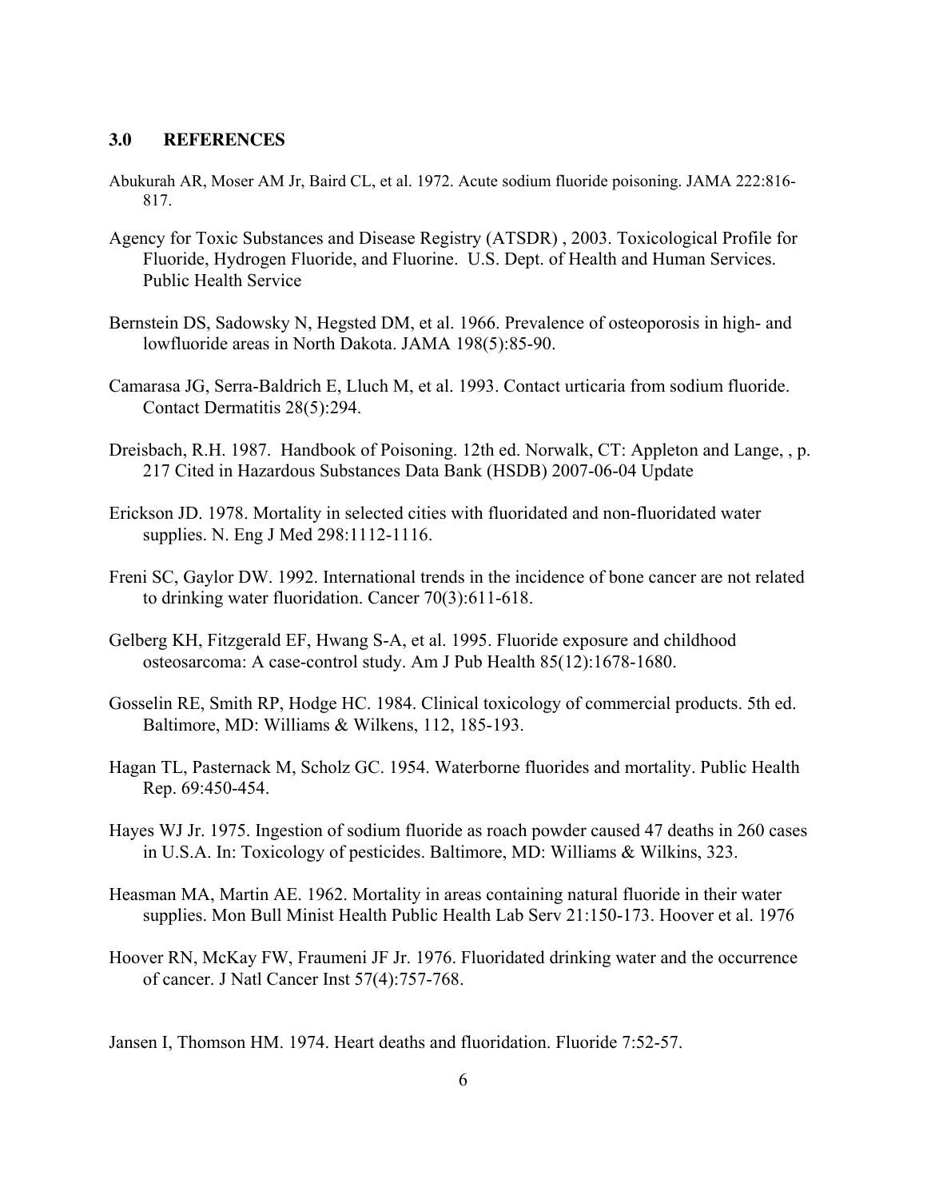## 3.0 REFERENCES

Abukurah AR, Moser AM Jr, Baird CL, et al. 1972. Acute sodium fluoride poisoning. JAMA 222:816-817.

Agency for Toxic Substances and Disease Registry (ATSDR) , 2003. Toxicological Profile for Fluoride, Hydrogen Fluoride, and Fluorine. U.S. Dept. of Health and Human Services. Public Health Service

Bernstein DS, Sadowsky N, Hegsted DM, et al. 1966. Prevalence of osteoporosis in high- and lowfluoride areas in North Dakota. JAMA 198(5):85-90.

Camarasa JG, Serra-Baldrich E, Lluch M, et al. 1993. Contact urticaria from sodium fluoride. Contact Dermatitis 28(5):294.

Dreisbach, R.H. 1987. Handbook of Poisoning. 12th ed. Norwalk, CT: Appleton and Lange, , p. 217 Cited in Hazardous Substances Data Bank (HSDB) 2007-06-04 Update

Erickson JD. 1978. Mortality in selected cities with fluoridated and non-fluoridated water supplies. N. Eng J Med 298:1112-1116.

Freni SC, Gaylor DW. 1992. International trends in the incidence of bone cancer are not related to drinking water fluoridation. Cancer 70(3):611-618.

Gelberg KH, Fitzgerald EF, Hwang S-A, et al. 1995. Fluoride exposure and childhood osteosarcoma: A case-control study. Am J Pub Health 85(12):1678-1680.

Gosselin RE, Smith RP, Hodge HC. 1984. Clinical toxicology of commercial products. 5th ed. Baltimore, MD: Williams & Wilkens, 112, 185-193.

Hagan TL, Pasternack M, Scholz GC. 1954. Waterborne fluorides and mortality. Public Health Rep. 69:450-454.

Hayes WJ Jr. 1975. Ingestion of sodium fluoride as roach powder caused 47 deaths in 260 cases in U.S.A. In: Toxicology of pesticides. Baltimore, MD: Williams & Wilkins, 323.

Heasman MA, Martin AE. 1962. Mortality in areas containing natural fluoride in their water supplies. Mon Bull Minist Health Public Health Lab Serv 21:150-173. Hoover et al. 1976

Hoover RN, McKay FW, Fraumeni JF Jr. 1976. Fluoridated drinking water and the occurrence of cancer. J Natl Cancer Inst 57(4):757-768.

Jansen I, Thomson HM. 1974. Heart deaths and fluoridation. Fluoride 7:52-57.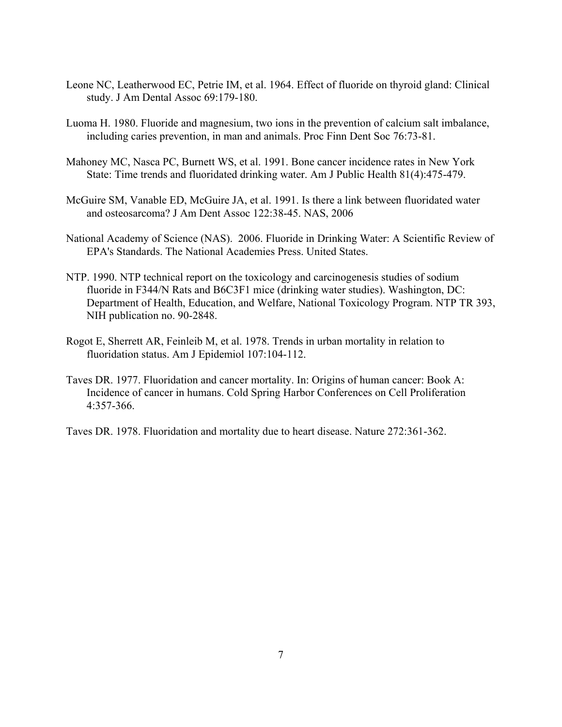Leone NC, Leatherwood EC, Petrie IM, et al. 1964. Effect of fluoride on thyroid gland: Clinical study. J Am Dental Assoc 69:179-180.

Luoma H. 1980. Fluoride and magnesium, two ions in the prevention of calcium salt imbalance, including caries prevention, in man and animals. Proc Finn Dent Soc 76:73-81.

Mahoney MC, Nasca PC, Burnett WS, et al. 1991. Bone cancer incidence rates in New York State: Time trends and fluoridated drinking water. Am J Public Health 81(4):475-479.

McGuire SM, Vanable ED, McGuire JA, et al. 1991. Is there a link between fluoridated water and osteosarcoma? J Am Dent Assoc 122:38-45. NAS, 2006

National Academy of Science (NAS). 2006. Fluoride in Drinking Water: A Scientific Review of EPA's Standards. The National Academies Press. United States.

NTP. 1990. NTP technical report on the toxicology and carcinogenesis studies of sodium fluoride in F344/N Rats and B6C3F1 mice (drinking water studies). Washington, DC: Department of Health, Education, and Welfare, National Toxicology Program. NTP TR 393, NIH publication no. 90-2848.

Rogot E, Sherrett AR, Feinleib M, et al. 1978. Trends in urban mortality in relation to fluoridation status. Am J Epidemiol 107:104-112.

Taves DR. 1977. Fluoridation and cancer mortality. In: Origins of human cancer: Book A: Incidence of cancer in humans. Cold Spring Harbor Conferences on Cell Proliferation 4:357-366.

Taves DR. 1978. Fluoridation and mortality due to heart disease. Nature 272:361-362.